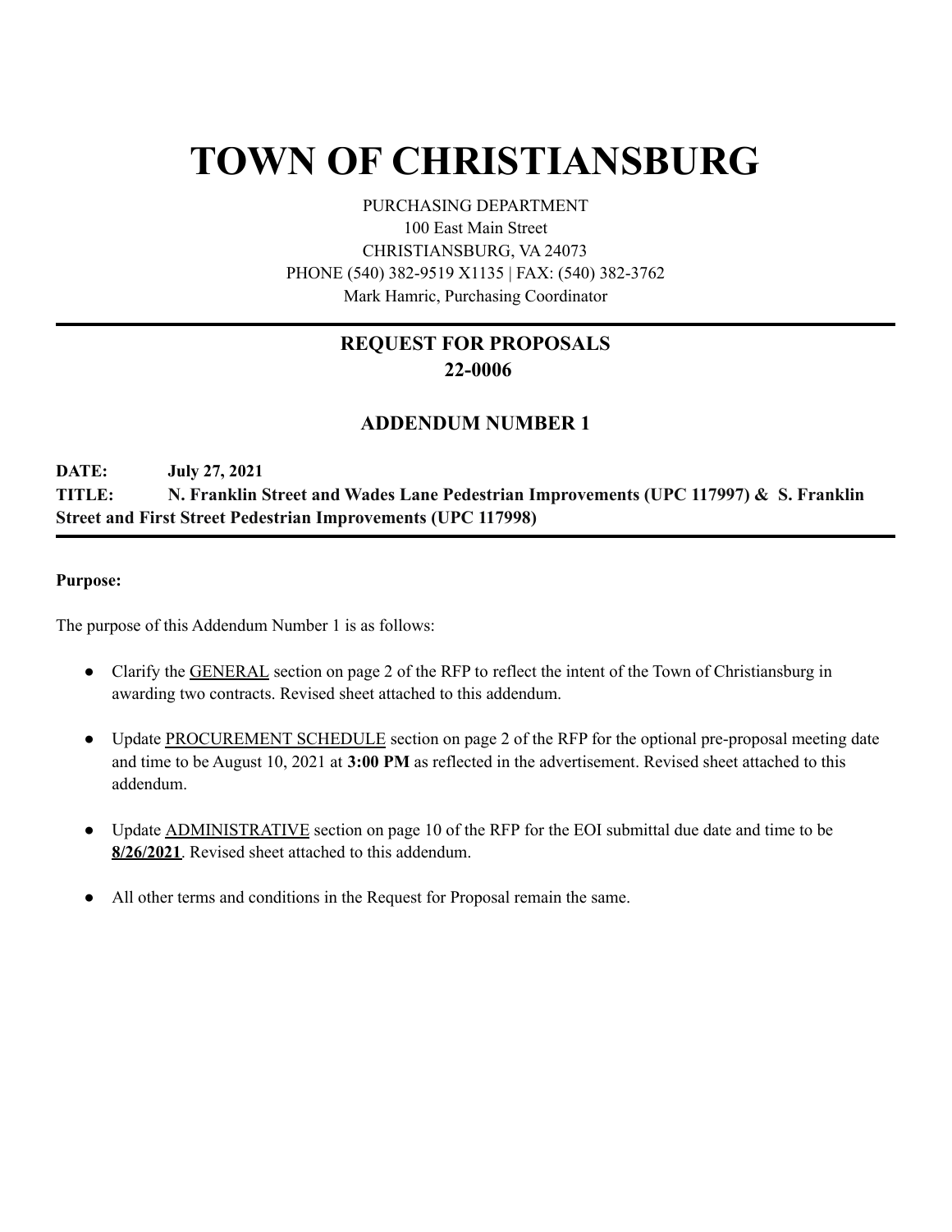# TOWN OF CHRISTIANSBURG

PURCHASING DEPARTMENT
100 East Main Street
CHRISTIANSBURG, VA 24073
PHONE (540) 382-9519 X1135 | FAX: (540) 382-3762
Mark Hamric, Purchasing Coordinator

---

## REQUEST FOR PROPOSALS
## 22-0006

### ADDENDUM NUMBER 1

**DATE: July 27, 2021**
**TITLE: N. Franklin Street and Wades Lane Pedestrian Improvements (UPC 117997) & S. Franklin Street and First Street Pedestrian Improvements (UPC 117998)**

---

**Purpose:**

The purpose of this Addendum Number 1 is as follows:

- Clarify the GENERAL section on page 2 of the RFP to reflect the intent of the Town of Christiansburg in awarding two contracts. Revised sheet attached to this addendum.
- Update PROCUREMENT SCHEDULE section on page 2 of the RFP for the optional pre-proposal meeting date and time to be August 10, 2021 at **3:00 PM** as reflected in the advertisement. Revised sheet attached to this addendum.
- Update ADMINISTRATIVE section on page 10 of the RFP for the EOI submittal due date and time to be **8/26/2021**. Revised sheet attached to this addendum.
- All other terms and conditions in the Request for Proposal remain the same.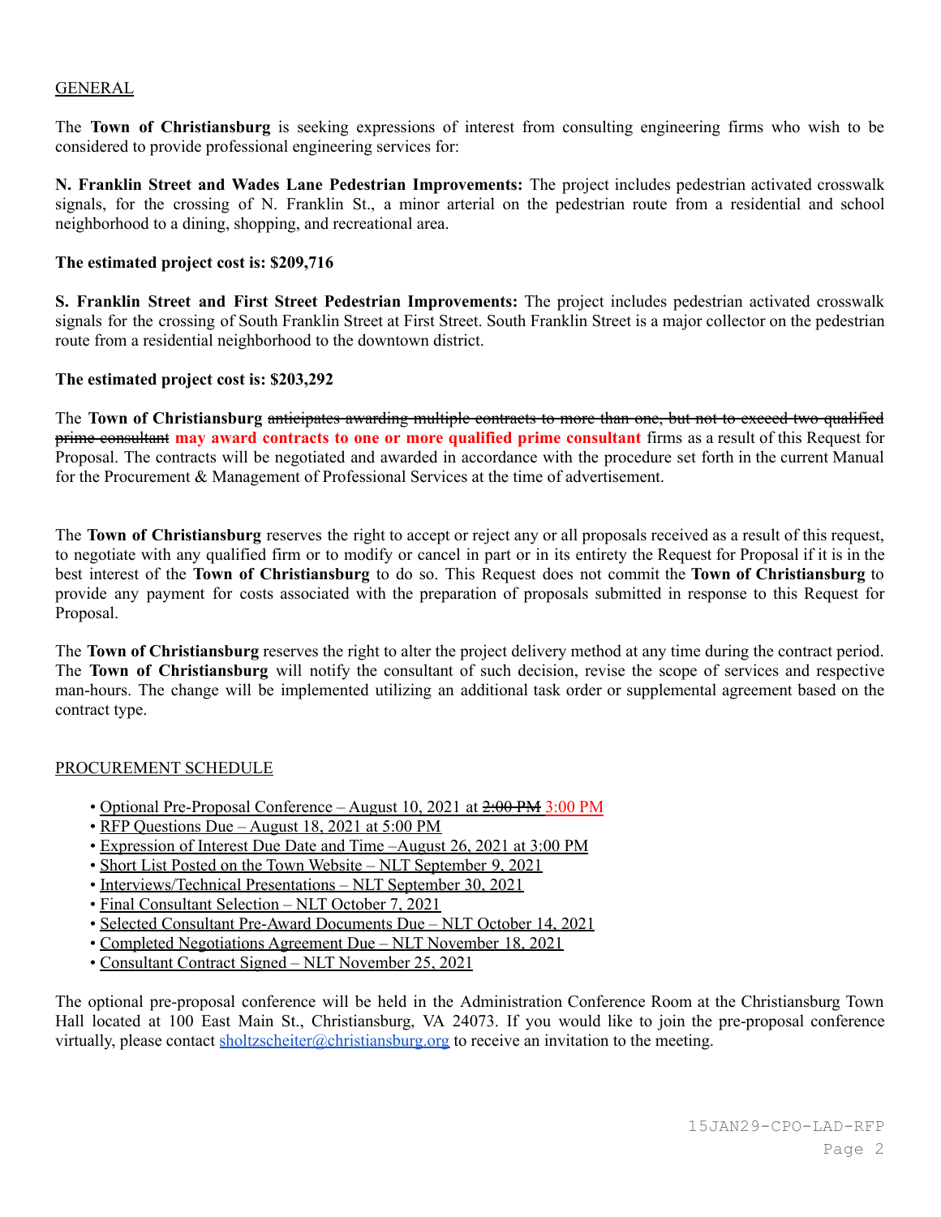## GENERAL

The **Town of Christiansburg** is seeking expressions of interest from consulting engineering firms who wish to be considered to provide professional engineering services for:

**N. Franklin Street and Wades Lane Pedestrian Improvements:** The project includes pedestrian activated crosswalk signals, for the crossing of N. Franklin St., a minor arterial on the pedestrian route from a residential and school neighborhood to a dining, shopping, and recreational area.

**The estimated project cost is: $209,716**

**S. Franklin Street and First Street Pedestrian Improvements:** The project includes pedestrian activated crosswalk signals for the crossing of South Franklin Street at First Street. South Franklin Street is a major collector on the pedestrian route from a residential neighborhood to the downtown district.

**The estimated project cost is: $203,292**

The **Town of Christiansburg** ~~anticipates awarding multiple contracts to more than one, but not to exceed two qualified prime consultant~~ **may award contracts to one or more qualified prime consultant** firms as a result of this Request for Proposal. The contracts will be negotiated and awarded in accordance with the procedure set forth in the current Manual for the Procurement & Management of Professional Services at the time of advertisement.

The **Town of Christiansburg** reserves the right to accept or reject any or all proposals received as a result of this request, to negotiate with any qualified firm or to modify or cancel in part or in its entirety the Request for Proposal if it is in the best interest of the **Town of Christiansburg** to do so. This Request does not commit the **Town of Christiansburg** to provide any payment for costs associated with the preparation of proposals submitted in response to this Request for Proposal.

The **Town of Christiansburg** reserves the right to alter the project delivery method at any time during the contract period. The **Town of Christiansburg** will notify the consultant of such decision, revise the scope of services and respective man-hours. The change will be implemented utilizing an additional task order or supplemental agreement based on the contract type.

## PROCUREMENT SCHEDULE

- Optional Pre-Proposal Conference – August 10, 2021 at ~~2:00 PM~~ 3:00 PM
- RFP Questions Due – August 18, 2021 at 5:00 PM
- Expression of Interest Due Date and Time –August 26, 2021 at 3:00 PM
- Short List Posted on the Town Website – NLT September 9, 2021
- Interviews/Technical Presentations – NLT September 30, 2021
- Final Consultant Selection – NLT October 7, 2021
- Selected Consultant Pre-Award Documents Due – NLT October 14, 2021
- Completed Negotiations Agreement Due – NLT November 18, 2021
- Consultant Contract Signed – NLT November 25, 2021

The optional pre-proposal conference will be held in the Administration Conference Room at the Christiansburg Town Hall located at 100 East Main St., Christiansburg, VA 24073. If you would like to join the pre-proposal conference virtually, please contact sholtzscheiter@christiansburg.org to receive an invitation to the meeting.

15JAN29-CPO-LAD-RFP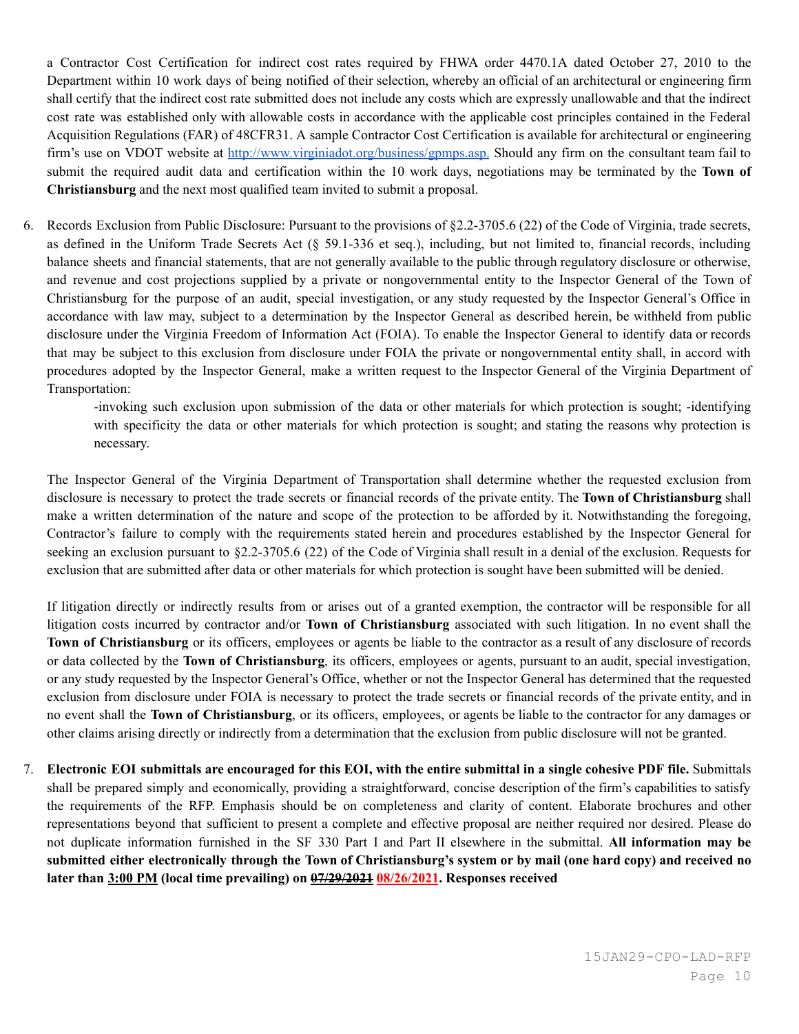a Contractor Cost Certification for indirect cost rates required by FHWA order 4470.1A dated October 27, 2010 to the Department within 10 work days of being notified of their selection, whereby an official of an architectural or engineering firm shall certify that the indirect cost rate submitted does not include any costs which are expressly unallowable and that the indirect cost rate was established only with allowable costs in accordance with the applicable cost principles contained in the Federal Acquisition Regulations (FAR) of 48CFR31. A sample Contractor Cost Certification is available for architectural or engineering firm's use on VDOT website at http://www.virginiadot.org/business/gpmps.asp. Should any firm on the consultant team fail to submit the required audit data and certification within the 10 work days, negotiations may be terminated by the **Town of Christiansburg** and the next most qualified team invited to submit a proposal.

6. Records Exclusion from Public Disclosure: Pursuant to the provisions of §2.2-3705.6 (22) of the Code of Virginia, trade secrets, as defined in the Uniform Trade Secrets Act (§ 59.1-336 et seq.), including, but not limited to, financial records, including balance sheets and financial statements, that are not generally available to the public through regulatory disclosure or otherwise, and revenue and cost projections supplied by a private or nongovernmental entity to the Inspector General of the Town of Christiansburg for the purpose of an audit, special investigation, or any study requested by the Inspector General's Office in accordance with law may, subject to a determination by the Inspector General as described herein, be withheld from public disclosure under the Virginia Freedom of Information Act (FOIA). To enable the Inspector General to identify data or records that may be subject to this exclusion from disclosure under FOIA the private or nongovernmental entity shall, in accord with procedures adopted by the Inspector General, make a written request to the Inspector General of the Virginia Department of Transportation:

   -invoking such exclusion upon submission of the data or other materials for which protection is sought; -identifying with specificity the data or other materials for which protection is sought; and stating the reasons why protection is necessary.

   The Inspector General of the Virginia Department of Transportation shall determine whether the requested exclusion from disclosure is necessary to protect the trade secrets or financial records of the private entity. The **Town of Christiansburg** shall make a written determination of the nature and scope of the protection to be afforded by it. Notwithstanding the foregoing, Contractor's failure to comply with the requirements stated herein and procedures established by the Inspector General for seeking an exclusion pursuant to §2.2-3705.6 (22) of the Code of Virginia shall result in a denial of the exclusion. Requests for exclusion that are submitted after data or other materials for which protection is sought have been submitted will be denied.

   If litigation directly or indirectly results from or arises out of a granted exemption, the contractor will be responsible for all litigation costs incurred by contractor and/or **Town of Christiansburg** associated with such litigation. In no event shall the **Town of Christiansburg** or its officers, employees or agents be liable to the contractor as a result of any disclosure of records or data collected by the **Town of Christiansburg**, its officers, employees or agents, pursuant to an audit, special investigation, or any study requested by the Inspector General's Office, whether or not the Inspector General has determined that the requested exclusion from disclosure under FOIA is necessary to protect the trade secrets or financial records of the private entity, and in no event shall the **Town of Christiansburg**, or its officers, employees, or agents be liable to the contractor for any damages or other claims arising directly or indirectly from a determination that the exclusion from public disclosure will not be granted.

7. **Electronic EOI submittals are encouraged for this EOI, with the entire submittal in a single cohesive PDF file.** Submittals shall be prepared simply and economically, providing a straightforward, concise description of the firm's capabilities to satisfy the requirements of the RFP. Emphasis should be on completeness and clarity of content. Elaborate brochures and other representations beyond that sufficient to present a complete and effective proposal are neither required nor desired. Please do not duplicate information furnished in the SF 330 Part I and Part II elsewhere in the submittal. **All information may be submitted either electronically through the Town of Christiansburg's system or by mail (one hard copy) and received no later than <u>3:00 PM</u> (local time prevailing) on ~~07/29/2021~~ 08/26/2021. Responses received**